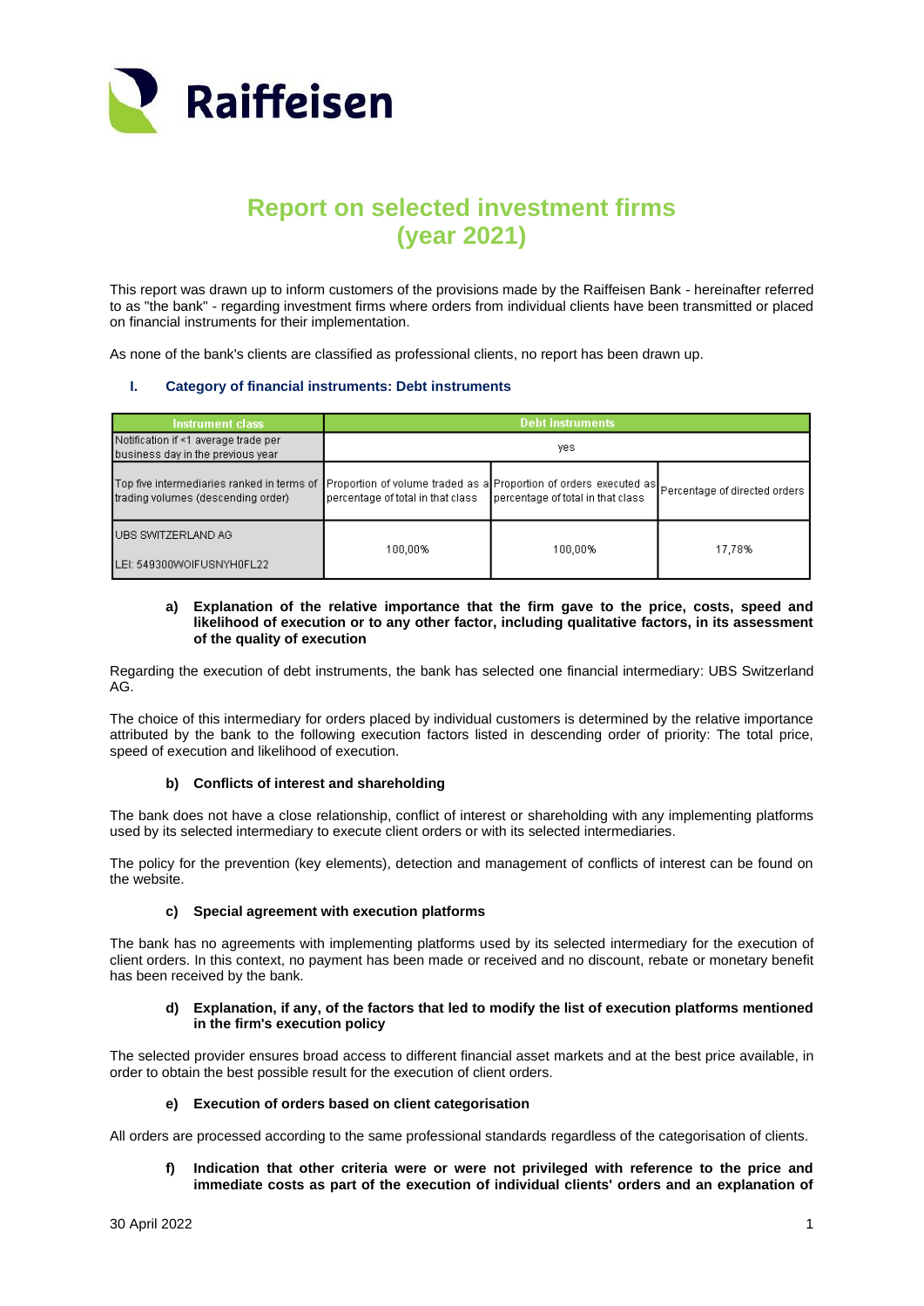# Report on selected investment firms (year 2021)

This report was drawn up to inform customers of the provisions made by the Raiffeisen Bank - hereinafter referred to as "the bank" - regarding investment firms where orders from individual clients have been transmitted or placed on financial instruments for their implementation.

As none of the bank's clients are classified as professional clients, no report has been drawn up.

## I. Category of financial instruments: Debt instruments

| Instrument class | Debt instruments | | |
|---|---|---|---|
| Notification if <1 average trade per business day in the previous year | yes | | |
| Top five intermediaries ranked in terms of trading volumes (descending order) | Proportion of volume traded as a percentage of total in that class | Proportion of orders executed as percentage of total in that class | Percentage of directed orders |
| UBS SWITZERLAND AG<br>LEI: 549300WOIFUSNYH0FL22 | 100,00% | 100,00% | 17,78% |

### a) Explanation of the relative importance that the firm gave to the price, costs, speed and likelihood of execution or to any other factor, including qualitative factors, in its assessment of the quality of execution

Regarding the execution of debt instruments, the bank has selected one financial intermediary: UBS Switzerland AG.

The choice of this intermediary for orders placed by individual customers is determined by the relative importance attributed by the bank to the following execution factors listed in descending order of priority: The total price, speed of execution and likelihood of execution.

### b) Conflicts of interest and shareholding

The bank does not have a close relationship, conflict of interest or shareholding with any implementing platforms used by its selected intermediary to execute client orders or with its selected intermediaries.

The policy for the prevention (key elements), detection and management of conflicts of interest can be found on the website.

### c) Special agreement with execution platforms

The bank has no agreements with implementing platforms used by its selected intermediary for the execution of client orders. In this context, no payment has been made or received and no discount, rebate or monetary benefit has been received by the bank.

### d) Explanation, if any, of the factors that led to modify the list of execution platforms mentioned in the firm's execution policy

The selected provider ensures broad access to different financial asset markets and at the best price available, in order to obtain the best possible result for the execution of client orders.

### e) Execution of orders based on client categorisation

All orders are processed according to the same professional standards regardless of the categorisation of clients.

### f) Indication that other criteria were or were not privileged with reference to the price and immediate costs as part of the execution of individual clients' orders and an explanation of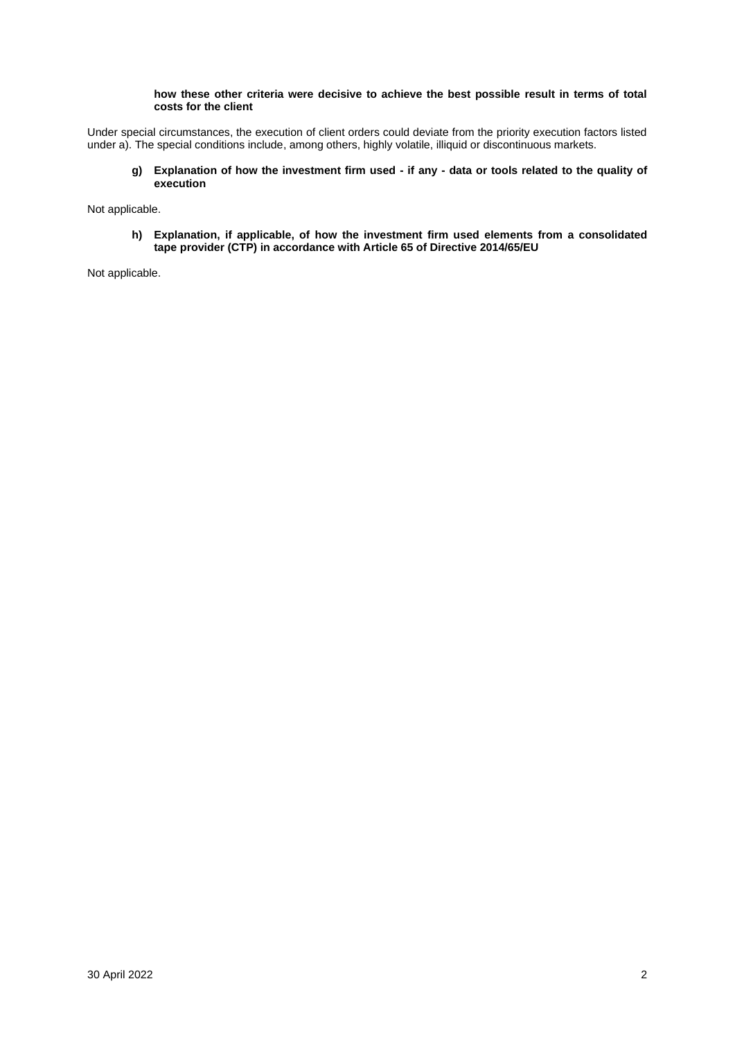**how these other criteria were decisive to achieve the best possible result in terms of total costs for the client**

Under special circumstances, the execution of client orders could deviate from the priority execution factors listed under a). The special conditions include, among others, highly volatile, illiquid or discontinuous markets.

**g) Explanation of how the investment firm used - if any - data or tools related to the quality of execution**

Not applicable.

**h) Explanation, if applicable, of how the investment firm used elements from a consolidated tape provider (CTP) in accordance with Article 65 of Directive 2014/65/EU**

Not applicable.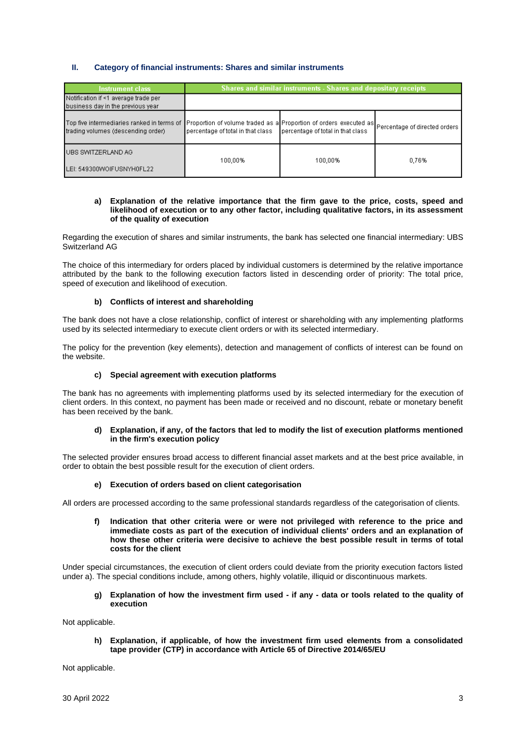## II. Category of financial instruments: Shares and similar instruments

| Instrument class | Shares and similar instruments - Shares and depositary receipts | | |
|---|---|---|---|
| Notification if <1 average trade per business day in the previous year | | | |
| Top five intermediaries ranked in terms of trading volumes (descending order) | Proportion of volume traded as a percentage of total in that class | Proportion of orders executed as percentage of total in that class | Percentage of directed orders |
| UBS SWITZERLAND AG<br><br>LEI: 549300WOIFUSNYH0FL22 | 100,00% | 100,00% | 0,76% |

#### a) Explanation of the relative importance that the firm gave to the price, costs, speed and likelihood of execution or to any other factor, including qualitative factors, in its assessment of the quality of execution

Regarding the execution of shares and similar instruments, the bank has selected one financial intermediary: UBS Switzerland AG

The choice of this intermediary for orders placed by individual customers is determined by the relative importance attributed by the bank to the following execution factors listed in descending order of priority: The total price, speed of execution and likelihood of execution.

#### b) Conflicts of interest and shareholding

The bank does not have a close relationship, conflict of interest or shareholding with any implementing platforms used by its selected intermediary to execute client orders or with its selected intermediary.

The policy for the prevention (key elements), detection and management of conflicts of interest can be found on the website.

#### c) Special agreement with execution platforms

The bank has no agreements with implementing platforms used by its selected intermediary for the execution of client orders. In this context, no payment has been made or received and no discount, rebate or monetary benefit has been received by the bank.

#### d) Explanation, if any, of the factors that led to modify the list of execution platforms mentioned in the firm's execution policy

The selected provider ensures broad access to different financial asset markets and at the best price available, in order to obtain the best possible result for the execution of client orders.

#### e) Execution of orders based on client categorisation

All orders are processed according to the same professional standards regardless of the categorisation of clients.

#### f) Indication that other criteria were or were not privileged with reference to the price and immediate costs as part of the execution of individual clients' orders and an explanation of how these other criteria were decisive to achieve the best possible result in terms of total costs for the client

Under special circumstances, the execution of client orders could deviate from the priority execution factors listed under a). The special conditions include, among others, highly volatile, illiquid or discontinuous markets.

#### g) Explanation of how the investment firm used - if any - data or tools related to the quality of execution

Not applicable.

#### h) Explanation, if applicable, of how the investment firm used elements from a consolidated tape provider (CTP) in accordance with Article 65 of Directive 2014/65/EU

Not applicable.

30 April 2022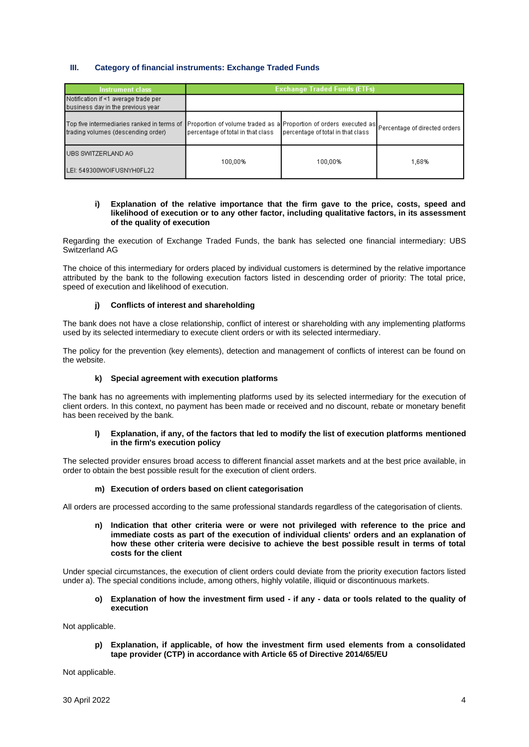### III. Category of financial instruments: Exchange Traded Funds

| Instrument class | Exchange Traded Funds (ETFs) | | |
|---|---|---|---|
| Notification if <1 average trade per business day in the previous year | | | |
| Top five intermediaries ranked in terms of trading volumes (descending order) | Proportion of volume traded as a percentage of total in that class | Proportion of orders executed as percentage of total in that class | Percentage of directed orders |
| UBS SWITZERLAND AG<br><br>LEI: 549300WOIFUSNYH0FL22 | 100,00% | 100,00% | 1,68% |

#### i) Explanation of the relative importance that the firm gave to the price, costs, speed and likelihood of execution or to any other factor, including qualitative factors, in its assessment of the quality of execution

Regarding the execution of Exchange Traded Funds, the bank has selected one financial intermediary: UBS Switzerland AG

The choice of this intermediary for orders placed by individual customers is determined by the relative importance attributed by the bank to the following execution factors listed in descending order of priority: The total price, speed of execution and likelihood of execution.

#### j) Conflicts of interest and shareholding

The bank does not have a close relationship, conflict of interest or shareholding with any implementing platforms used by its selected intermediary to execute client orders or with its selected intermediary.

The policy for the prevention (key elements), detection and management of conflicts of interest can be found on the website.

#### k) Special agreement with execution platforms

The bank has no agreements with implementing platforms used by its selected intermediary for the execution of client orders. In this context, no payment has been made or received and no discount, rebate or monetary benefit has been received by the bank.

#### l) Explanation, if any, of the factors that led to modify the list of execution platforms mentioned in the firm's execution policy

The selected provider ensures broad access to different financial asset markets and at the best price available, in order to obtain the best possible result for the execution of client orders.

#### m) Execution of orders based on client categorisation

All orders are processed according to the same professional standards regardless of the categorisation of clients.

#### n) Indication that other criteria were or were not privileged with reference to the price and immediate costs as part of the execution of individual clients' orders and an explanation of how these other criteria were decisive to achieve the best possible result in terms of total costs for the client

Under special circumstances, the execution of client orders could deviate from the priority execution factors listed under a). The special conditions include, among others, highly volatile, illiquid or discontinuous markets.

#### o) Explanation of how the investment firm used - if any - data or tools related to the quality of execution

Not applicable.

#### p) Explanation, if applicable, of how the investment firm used elements from a consolidated tape provider (CTP) in accordance with Article 65 of Directive 2014/65/EU

Not applicable.

30 April 2022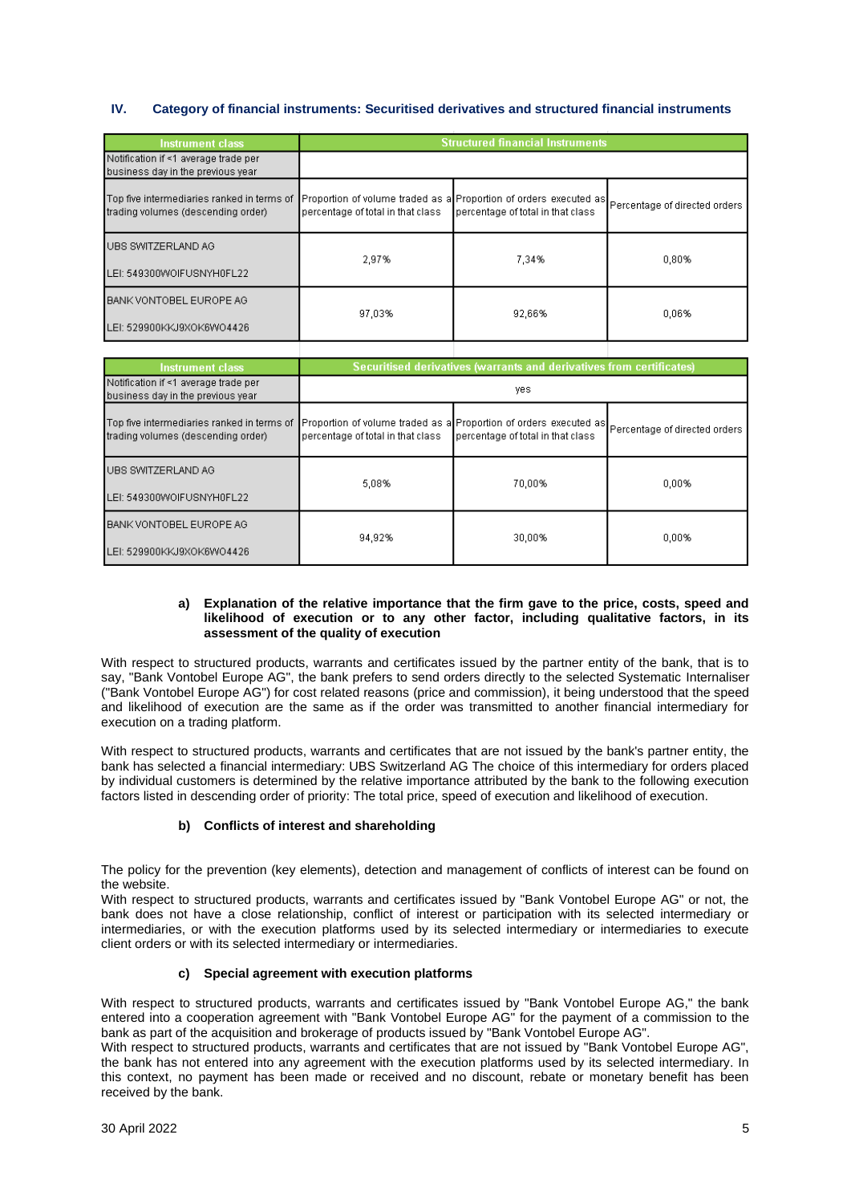## IV. Category of financial instruments: Securitised derivatives and structured financial instruments

| Instrument class | Structured financial Instruments | | |
|---|---|---|---|
| Notification if <1 average trade per business day in the previous year | | | |
| Top five intermediaries ranked in terms of trading volumes (descending order) | Proportion of volume traded as a percentage of total in that class | Proportion of orders executed as percentage of total in that class | Percentage of directed orders |
| UBS SWITZERLAND AG<br>LEI: 549300WOIFUSNYH0FL22 | 2,97% | 7,34% | 0,80% |
| BANK VONTOBEL EUROPE AG<br>LEI: 529900KKJ9XOK6WO4426 | 97,03% | 92,66% | 0,06% |

| Instrument class | Securitised derivatives (warrants and derivatives from certificates) | | |
|---|---|---|---|
| Notification if <1 average trade per business day in the previous year | yes | | |
| Top five intermediaries ranked in terms of trading volumes (descending order) | Proportion of volume traded as a percentage of total in that class | Proportion of orders executed as percentage of total in that class | Percentage of directed orders |
| UBS SWITZERLAND AG<br>LEI: 549300WOIFUSNYH0FL22 | 5,08% | 70,00% | 0,00% |
| BANK VONTOBEL EUROPE AG<br>LEI: 529900KKJ9XOK6WO4426 | 94,92% | 30,00% | 0,00% |

### a) Explanation of the relative importance that the firm gave to the price, costs, speed and likelihood of execution or to any other factor, including qualitative factors, in its assessment of the quality of execution

With respect to structured products, warrants and certificates issued by the partner entity of the bank, that is to say, "Bank Vontobel Europe AG", the bank prefers to send orders directly to the selected Systematic Internaliser ("Bank Vontobel Europe AG") for cost related reasons (price and commission), it being understood that the speed and likelihood of execution are the same as if the order was transmitted to another financial intermediary for execution on a trading platform.

With respect to structured products, warrants and certificates that are not issued by the bank's partner entity, the bank has selected a financial intermediary: UBS Switzerland AG The choice of this intermediary for orders placed by individual customers is determined by the relative importance attributed by the bank to the following execution factors listed in descending order of priority: The total price, speed of execution and likelihood of execution.

### b) Conflicts of interest and shareholding

The policy for the prevention (key elements), detection and management of conflicts of interest can be found on the website.
With respect to structured products, warrants and certificates issued by "Bank Vontobel Europe AG" or not, the bank does not have a close relationship, conflict of interest or participation with its selected intermediary or intermediaries, or with the execution platforms used by its selected intermediary or intermediaries to execute client orders or with its selected intermediary or intermediaries.

### c) Special agreement with execution platforms

With respect to structured products, warrants and certificates issued by "Bank Vontobel Europe AG," the bank entered into a cooperation agreement with "Bank Vontobel Europe AG" for the payment of a commission to the bank as part of the acquisition and brokerage of products issued by "Bank Vontobel Europe AG".
With respect to structured products, warrants and certificates that are not issued by "Bank Vontobel Europe AG", the bank has not entered into any agreement with the execution platforms used by its selected intermediary. In this context, no payment has been made or received and no discount, rebate or monetary benefit has been received by the bank.

30 April 2022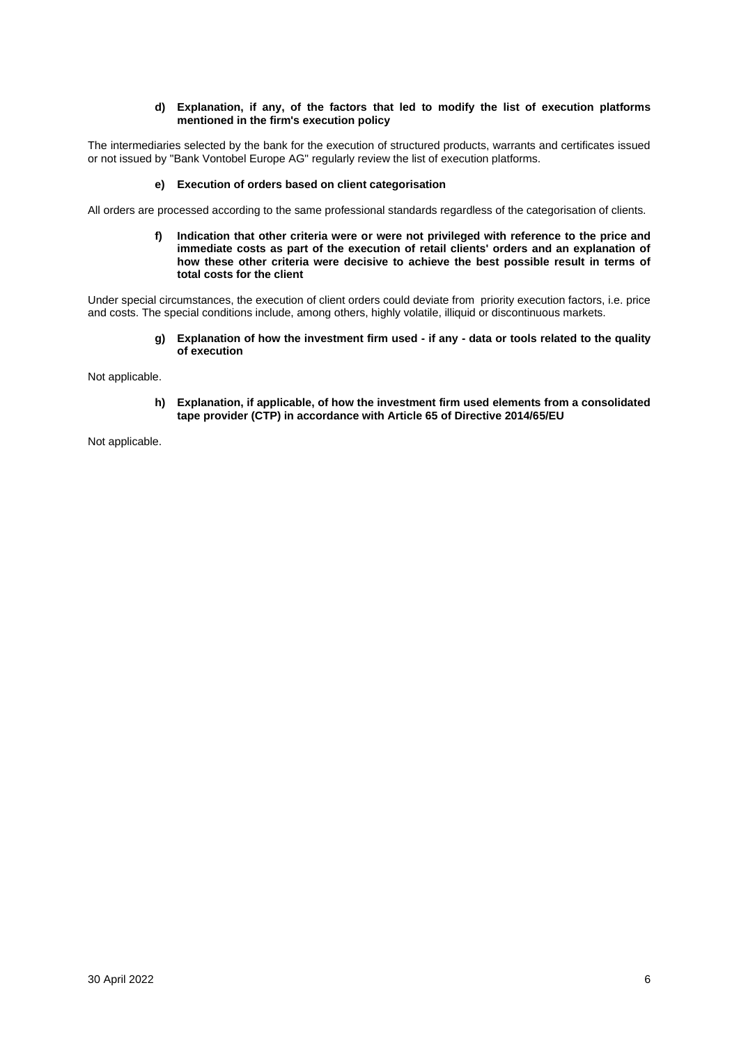**d) Explanation, if any, of the factors that led to modify the list of execution platforms mentioned in the firm's execution policy**

The intermediaries selected by the bank for the execution of structured products, warrants and certificates issued or not issued by "Bank Vontobel Europe AG" regularly review the list of execution platforms.

**e) Execution of orders based on client categorisation**

All orders are processed according to the same professional standards regardless of the categorisation of clients.

**f) Indication that other criteria were or were not privileged with reference to the price and immediate costs as part of the execution of retail clients' orders and an explanation of how these other criteria were decisive to achieve the best possible result in terms of total costs for the client**

Under special circumstances, the execution of client orders could deviate from priority execution factors, i.e. price and costs. The special conditions include, among others, highly volatile, illiquid or discontinuous markets.

**g) Explanation of how the investment firm used - if any - data or tools related to the quality of execution**

Not applicable.

**h) Explanation, if applicable, of how the investment firm used elements from a consolidated tape provider (CTP) in accordance with Article 65 of Directive 2014/65/EU**

Not applicable.

30 April 2022